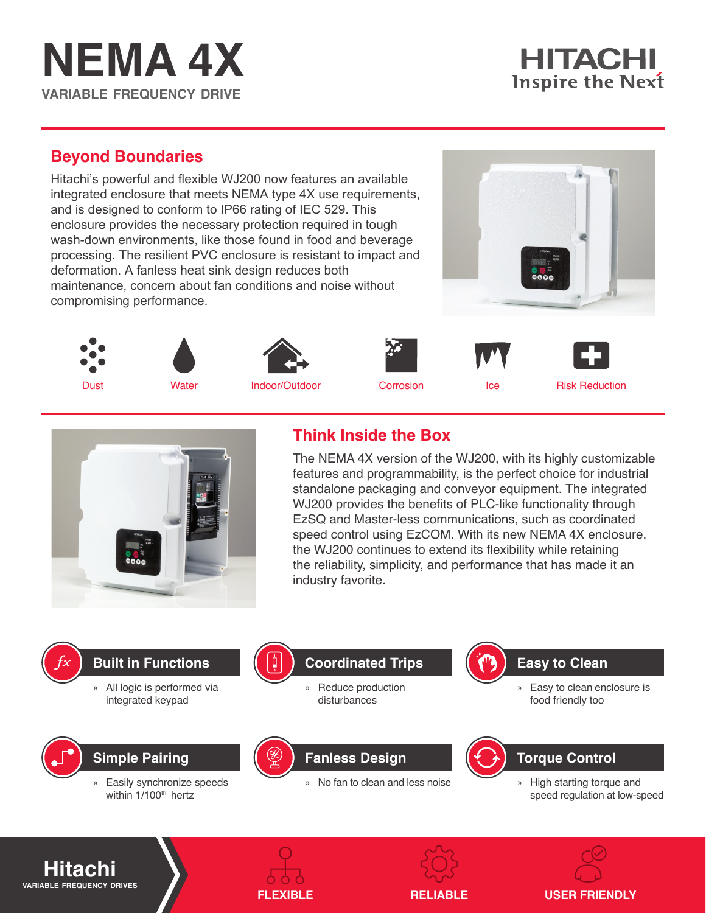# NEMA 4X

VARIABLE FREQUENCY DRIVE

HITACHI
Inspire the Next

## Beyond Boundaries

Hitachi's powerful and flexible WJ200 now features an available integrated enclosure that meets NEMA type 4X use requirements, and is designed to conform to IP66 rating of IEC 529. This enclosure provides the necessary protection required in tough wash-down environments, like those found in food and beverage processing. The resilient PVC enclosure is resistant to impact and deformation. A fanless heat sink design reduces both maintenance, concern about fan conditions and noise without compromising performance.

Dust | Water | Indoor/Outdoor | Corrosion | Ice | Risk Reduction

## Think Inside the Box

The NEMA 4X version of the WJ200, with its highly customizable features and programmability, is the perfect choice for industrial standalone packaging and conveyor equipment. The integrated WJ200 provides the benefits of PLC-like functionality through EzSQ and Master-less communications, such as coordinated speed control using EzCOM. With its new NEMA 4X enclosure, the WJ200 continues to extend its flexibility while retaining the reliability, simplicity, and performance that has made it an industry favorite.

### Built in Functions

» All logic is performed via integrated keypad

### Coordinated Trips

» Reduce production disturbances

### Easy to Clean

» Easy to clean enclosure is food friendly too

### Simple Pairing

» Easily synchronize speeds within 1/100th hertz

### Fanless Design

» No fan to clean and less noise

### Torque Control

» High starting torque and speed regulation at low-speed

**Hitachi**
VARIABLE FREQUENCY DRIVES

FLEXIBLE | RELIABLE | USER FRIENDLY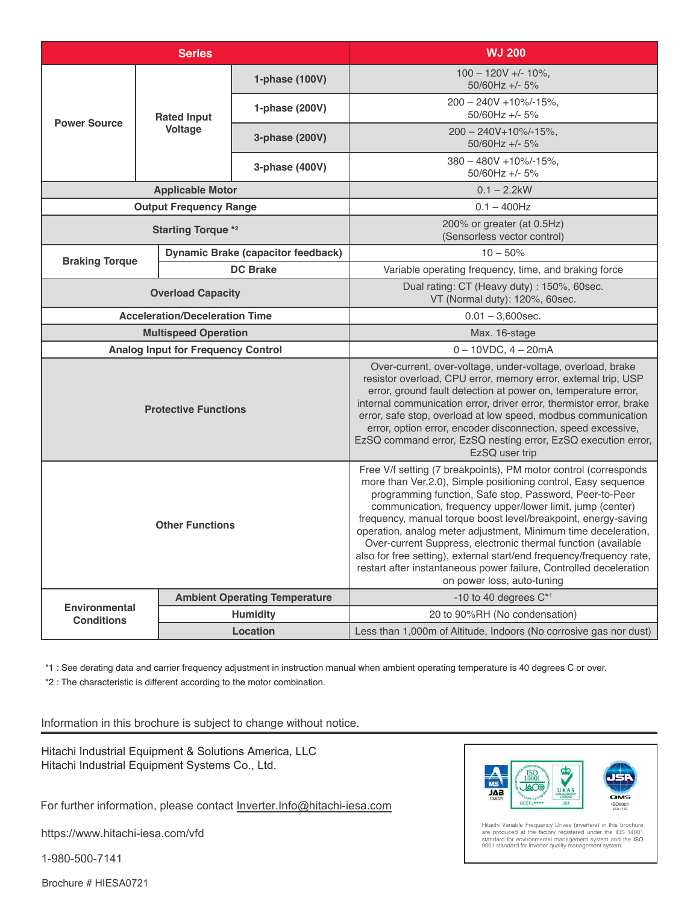| Series | | | WJ 200 |
|---|---|---|---|
| Power Source | Rated Input Voltage | 1-phase (100V) | 100 – 120V +/- 10%, 50/60Hz +/- 5% |
| | | 1-phase (200V) | 200 – 240V +10%/-15%, 50/60Hz +/- 5% |
| | | 3-phase (200V) | 200 – 240V+10%/-15%, 50/60Hz +/- 5% |
| | | 3-phase (400V) | 380 – 480V +10%/-15%, 50/60Hz +/- 5% |
| Applicable Motor | | | 0.1 – 2.2kW |
| Output Frequency Range | | | 0.1 – 400Hz |
| Starting Torque *2 | | | 200% or greater (at 0.5Hz) (Sensorless vector control) |
| Braking Torque | Dynamic Brake (capacitor feedback) | | 10 – 50% |
| | DC Brake | | Variable operating frequency, time, and braking force |
| Overload Capacity | | | Dual rating: CT (Heavy duty) : 150%, 60sec. VT (Normal duty): 120%, 60sec. |
| Acceleration/Deceleration Time | | | 0.01 – 3,600sec. |
| Multispeed Operation | | | Max. 16-stage |
| Analog Input for Frequency Control | | | 0 – 10VDC, 4 – 20mA |
| Protective Functions | | | Over-current, over-voltage, under-voltage, overload, brake resistor overload, CPU error, memory error, external trip, USP error, ground fault detection at power on, temperature error, internal communication error, driver error, thermistor error, brake error, safe stop, overload at low speed, modbus communication error, option error, encoder disconnection, speed excessive, EzSQ command error, EzSQ nesting error, EzSQ execution error, EzSQ user trip |
| Other Functions | | | Free V/f setting (7 breakpoints), PM motor control (corresponds more than Ver.2.0), Simple positioning control, Easy sequence programming function, Safe stop, Password, Peer-to-Peer communication, frequency upper/lower limit, jump (center) frequency, manual torque boost level/breakpoint, energy-saving operation, analog meter adjustment, Minimum time deceleration, Over-current Suppress, electronic thermal function (available also for free setting), external start/end frequency/frequency rate, restart after instantaneous power failure, Controlled deceleration on power loss, auto-tuning |
| Environmental Conditions | Ambient Operating Temperature | | -10 to 40 degrees C*1 |
| | Humidity | | 20 to 90%RH (No condensation) |
| | Location | | Less than 1,000m of Altitude, Indoors (No corrosive gas nor dust) |

*1 : See derating data and carrier frequency adjustment in instruction manual when ambient operating temperature is 40 degrees C or over.

*2 : The characteristic is different according to the motor combination.

Information in this brochure is subject to change without notice.

Hitachi Industrial Equipment & Solutions America, LLC
Hitachi Industrial Equipment Systems Co., Ltd.

For further information, please contact Inverter.Info@hitachi-iesa.com

https://www.hitachi-iesa.com/vfd

1-980-500-7141

Brochure # HIESA0721

Hitachi Variable Frequency Drives (inverters) in this brochure are produced at the factory registered under the IOS 14001 standard for environmental management system and the ISO 9001 standard for inverter quality management system.